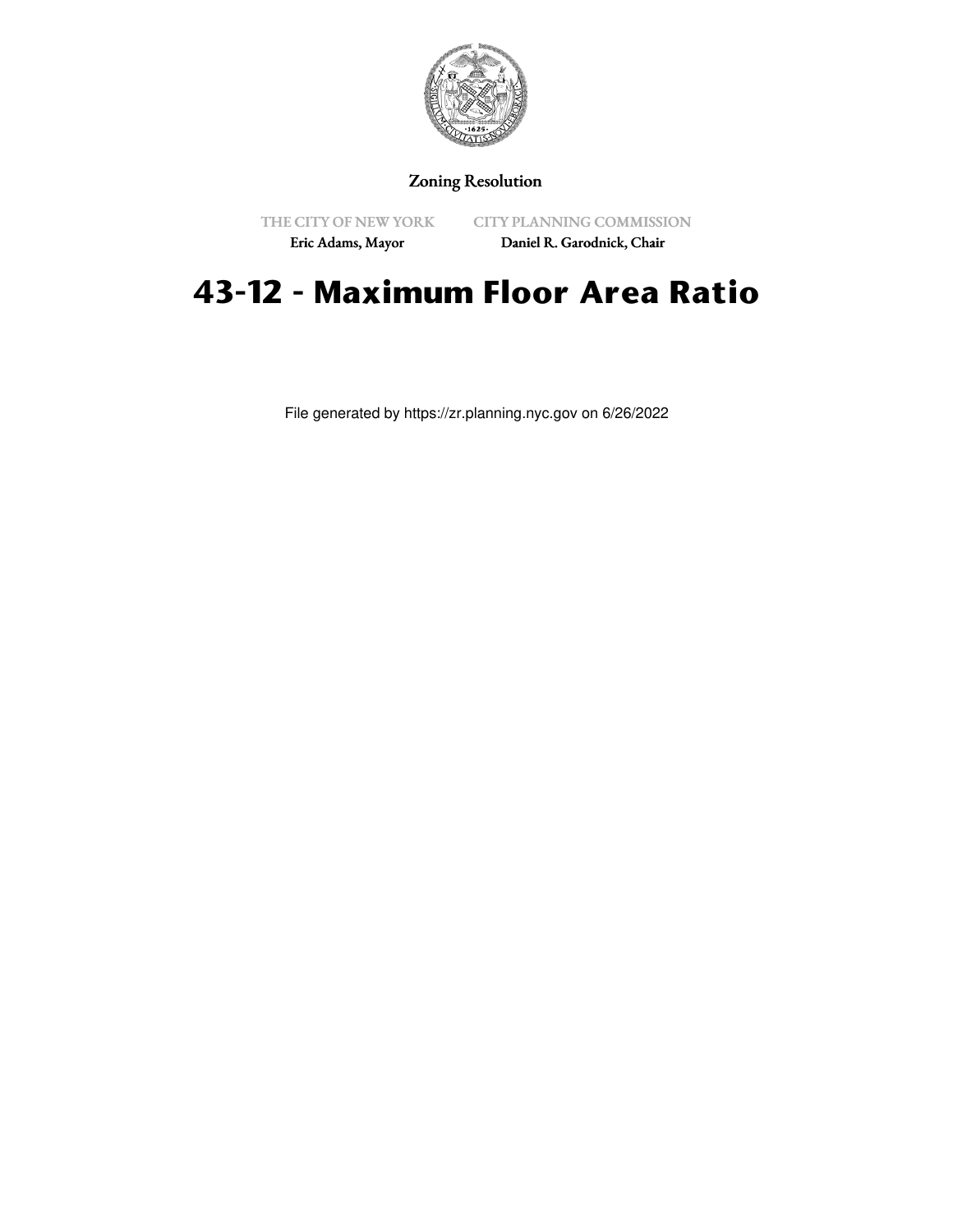Zoning Resolution

THE CITY OF NEW YORK
Eric Adams, Mayor

CITY PLANNING COMMISSION
Daniel R. Garodnick, Chair

# 43-12 - Maximum Floor Area Ratio

File generated by https://zr.planning.nyc.gov on 6/26/2022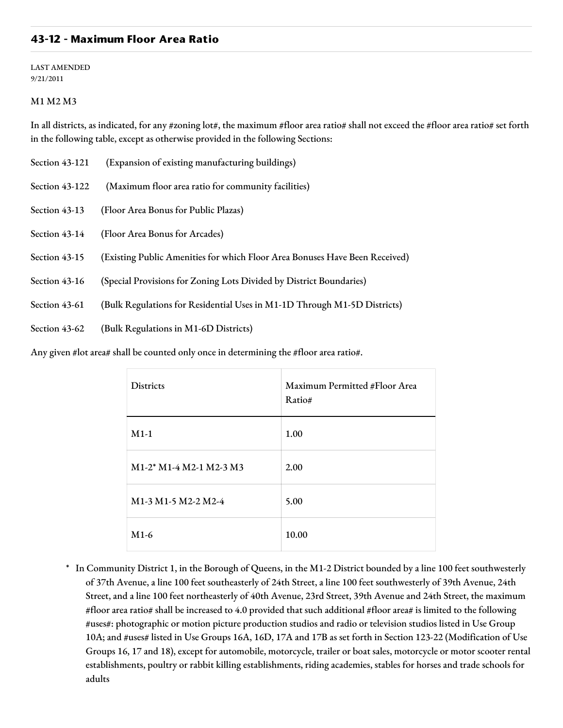## 43-12 - Maximum Floor Area Ratio

LAST AMENDED
9/21/2011

M1 M2 M3

In all districts, as indicated, for any #zoning lot#, the maximum #floor area ratio# shall not exceed the #floor area ratio# set forth in the following table, except as otherwise provided in the following Sections:

Section 43-121 (Expansion of existing manufacturing buildings)

Section 43-122 (Maximum floor area ratio for community facilities)

Section 43-13 (Floor Area Bonus for Public Plazas)

Section 43-14 (Floor Area Bonus for Arcades)

Section 43-15 (Existing Public Amenities for which Floor Area Bonuses Have Been Received)

Section 43-16 (Special Provisions for Zoning Lots Divided by District Boundaries)

Section 43-61 (Bulk Regulations for Residential Uses in M1-1D Through M1-5D Districts)

Section 43-62 (Bulk Regulations in M1-6D Districts)

Any given #lot area# shall be counted only once in determining the #floor area ratio#.

| Districts | Maximum Permitted #Floor Area Ratio# |
|---|---|
| M1-1 | 1.00 |
| M1-2* M1-4 M2-1 M2-3 M3 | 2.00 |
| M1-3 M1-5 M2-2 M2-4 | 5.00 |
| M1-6 | 10.00 |

* In Community District 1, in the Borough of Queens, in the M1-2 District bounded by a line 100 feet southwesterly of 37th Avenue, a line 100 feet southeasterly of 24th Street, a line 100 feet southwesterly of 39th Avenue, 24th Street, and a line 100 feet northeasterly of 40th Avenue, 23rd Street, 39th Avenue and 24th Street, the maximum #floor area ratio# shall be increased to 4.0 provided that such additional #floor area# is limited to the following #uses#: photographic or motion picture production studios and radio or television studios listed in Use Group 10A; and #uses# listed in Use Groups 16A, 16D, 17A and 17B as set forth in Section 123-22 (Modification of Use Groups 16, 17 and 18), except for automobile, motorcycle, trailer or boat sales, motorcycle or motor scooter rental establishments, poultry or rabbit killing establishments, riding academies, stables for horses and trade schools for adults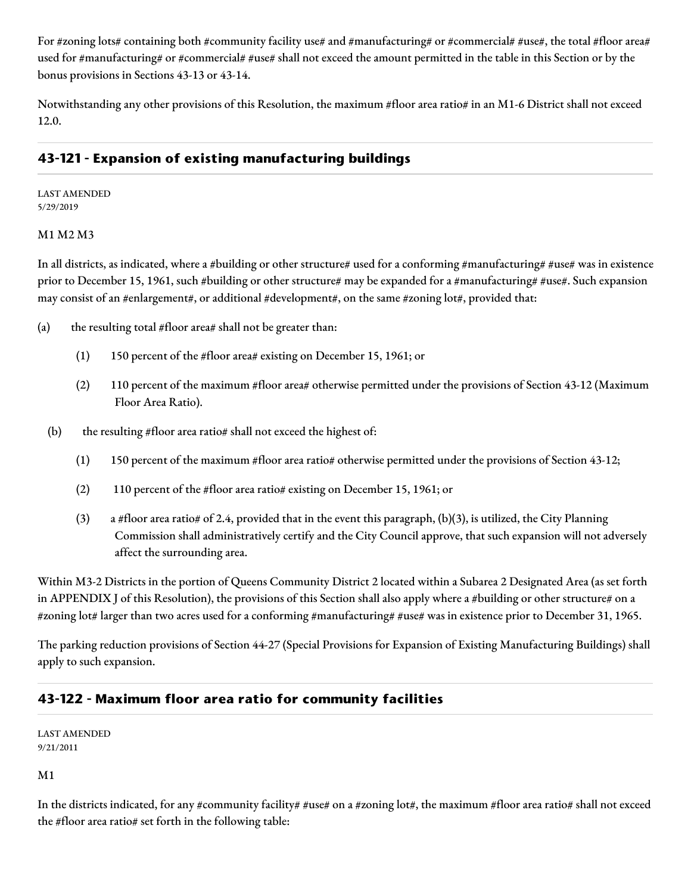For #zoning lots# containing both #community facility use# and #manufacturing# or #commercial# #use#, the total #floor area# used for #manufacturing# or #commercial# #use# shall not exceed the amount permitted in the table in this Section or by the bonus provisions in Sections 43-13 or 43-14.

Notwithstanding any other provisions of this Resolution, the maximum #floor area ratio# in an M1-6 District shall not exceed 12.0.

## 43-121 - Expansion of existing manufacturing buildings

LAST AMENDED
5/29/2019

M1 M2 M3

In all districts, as indicated, where a #building or other structure# used for a conforming #manufacturing# #use# was in existence prior to December 15, 1961, such #building or other structure# may be expanded for a #manufacturing# #use#. Such expansion may consist of an #enlargement#, or additional #development#, on the same #zoning lot#, provided that:

(a) the resulting total #floor area# shall not be greater than:

   (1) 150 percent of the #floor area# existing on December 15, 1961; or

   (2) 110 percent of the maximum #floor area# otherwise permitted under the provisions of Section 43-12 (Maximum Floor Area Ratio).

(b) the resulting #floor area ratio# shall not exceed the highest of:

   (1) 150 percent of the maximum #floor area ratio# otherwise permitted under the provisions of Section 43-12;

   (2) 110 percent of the #floor area ratio# existing on December 15, 1961; or

   (3) a #floor area ratio# of 2.4, provided that in the event this paragraph, (b)(3), is utilized, the City Planning Commission shall administratively certify and the City Council approve, that such expansion will not adversely affect the surrounding area.

Within M3-2 Districts in the portion of Queens Community District 2 located within a Subarea 2 Designated Area (as set forth in APPENDIX J of this Resolution), the provisions of this Section shall also apply where a #building or other structure# on a #zoning lot# larger than two acres used for a conforming #manufacturing# #use# was in existence prior to December 31, 1965.

The parking reduction provisions of Section 44-27 (Special Provisions for Expansion of Existing Manufacturing Buildings) shall apply to such expansion.

## 43-122 - Maximum floor area ratio for community facilities

LAST AMENDED
9/21/2011

M1

In the districts indicated, for any #community facility# #use# on a #zoning lot#, the maximum #floor area ratio# shall not exceed the #floor area ratio# set forth in the following table: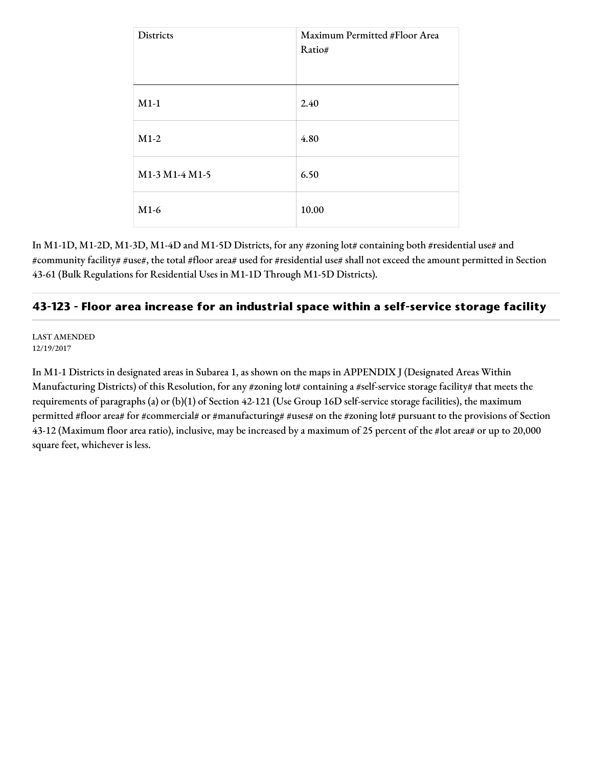| Districts | Maximum Permitted #Floor Area Ratio# |
| --- | --- |
| M1-1 | 2.40 |
| M1-2 | 4.80 |
| M1-3 M1-4 M1-5 | 6.50 |
| M1-6 | 10.00 |

In M1-1D, M1-2D, M1-3D, M1-4D and M1-5D Districts, for any #zoning lot# containing both #residential use# and #community facility# #use#, the total #floor area# used for #residential use# shall not exceed the amount permitted in Section 43-61 (Bulk Regulations for Residential Uses in M1-1D Through M1-5D Districts).

## 43-123 - Floor area increase for an industrial space within a self-service storage facility

LAST AMENDED
12/19/2017

In M1-1 Districts in designated areas in Subarea 1, as shown on the maps in APPENDIX J (Designated Areas Within Manufacturing Districts) of this Resolution, for any #zoning lot# containing a #self-service storage facility# that meets the requirements of paragraphs (a) or (b)(1) of Section 42-121 (Use Group 16D self-service storage facilities), the maximum permitted #floor area# for #commercial# or #manufacturing# #uses# on the #zoning lot# pursuant to the provisions of Section 43-12 (Maximum floor area ratio), inclusive, may be increased by a maximum of 25 percent of the #lot area# or up to 20,000 square feet, whichever is less.